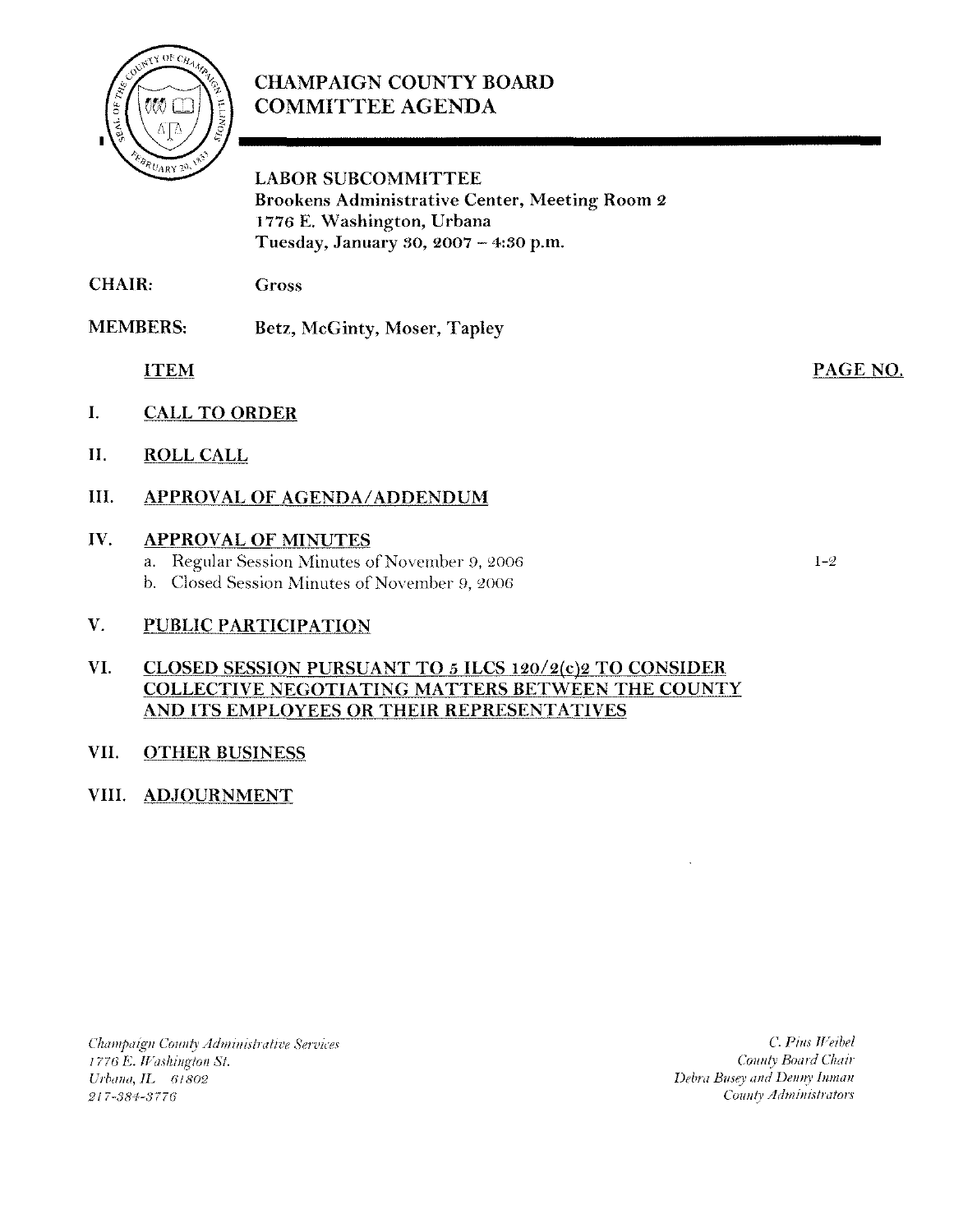# CHAMPAIGN COUNTY BOARD COMMITTEE AGENDA

**LABOR SUBCOMMITTEE**
Brookens Administrative Center, Meeting Room 2
1776 E. Washington, Urbana
Tuesday, January 30, 2007 – 4:30 p.m.

**CHAIR:** Gross

**MEMBERS:** Betz, McGinty, Moser, Tapley

| ITEM | PAGE NO. |
| --- | --- |
| I. CALL TO ORDER | |
| II. ROLL CALL | |
| III. APPROVAL OF AGENDA/ADDENDUM | |
| IV. APPROVAL OF MINUTES | |
| a. Regular Session Minutes of November 9, 2006 | 1-2 |
| b. Closed Session Minutes of November 9, 2006 | |
| V. PUBLIC PARTICIPATION | |
| VI. CLOSED SESSION PURSUANT TO 5 ILCS 120/2(c)2 TO CONSIDER COLLECTIVE NEGOTIATING MATTERS BETWEEN THE COUNTY AND ITS EMPLOYEES OR THEIR REPRESENTATIVES | |
| VII. OTHER BUSINESS | |
| VIII. ADJOURNMENT | |

*Champaign County Administrative Services*
*1776 E. Washington St.*
*Urbana, IL 61802*
*217-384-3776*

*C. Pius Weibel*
*County Board Chair*
*Debra Busey and Denny Inman*
*County Administrators*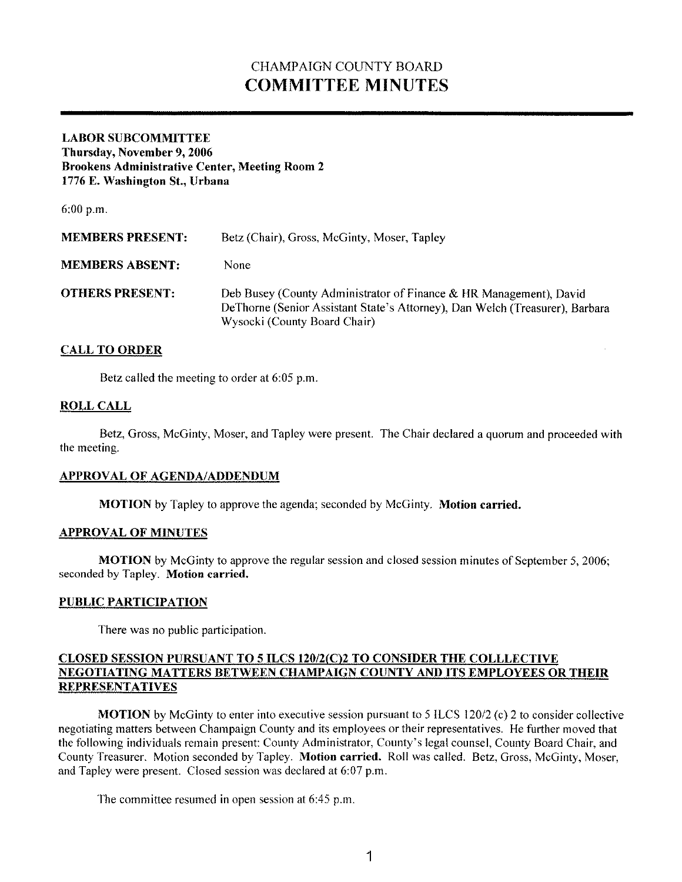# CHAMPAIGN COUNTY BOARD
# COMMITTEE MINUTES

**LABOR SUBCOMMITTEE**
**Thursday, November 9, 2006**
**Brookens Administrative Center, Meeting Room 2**
**1776 E. Washington St., Urbana**

6:00 p.m.

| | |
|---|---|
| **MEMBERS PRESENT:** | Betz (Chair), Gross, McGinty, Moser, Tapley |
| **MEMBERS ABSENT:** | None |
| **OTHERS PRESENT:** | Deb Busey (County Administrator of Finance & HR Management), David DeThorne (Senior Assistant State's Attorney), Dan Welch (Treasurer), Barbara Wysocki (County Board Chair) |

## CALL TO ORDER

Betz called the meeting to order at 6:05 p.m.

## ROLL CALL

Betz, Gross, McGinty, Moser, and Tapley were present. The Chair declared a quorum and proceeded with the meeting.

## APPROVAL OF AGENDA/ADDENDUM

**MOTION** by Tapley to approve the agenda; seconded by McGinty. **Motion carried.**

## APPROVAL OF MINUTES

**MOTION** by McGinty to approve the regular session and closed session minutes of September 5, 2006; seconded by Tapley. **Motion carried.**

## PUBLIC PARTICIPATION

There was no public participation.

## CLOSED SESSION PURSUANT TO 5 ILCS 120/2(C)2 TO CONSIDER THE COLLLECTIVE NEGOTIATING MATTERS BETWEEN CHAMPAIGN COUNTY AND ITS EMPLOYEES OR THEIR REPRESENTATIVES

**MOTION** by McGinty to enter into executive session pursuant to 5 ILCS 120/2 (c) 2 to consider collective negotiating matters between Champaign County and its employees or their representatives. He further moved that the following individuals remain present: County Administrator, County's legal counsel, County Board Chair, and County Treasurer. Motion seconded by Tapley. **Motion carried.** Roll was called. Betz, Gross, McGinty, Moser, and Tapley were present. Closed session was declared at 6:07 p.m.

The committee resumed in open session at 6:45 p.m.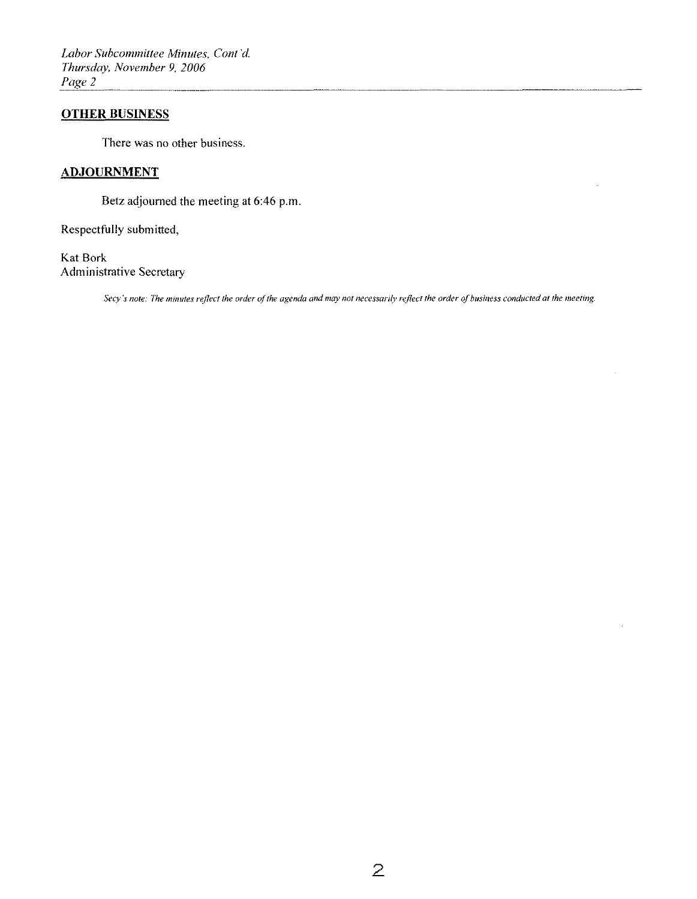## OTHER BUSINESS

There was no other business.

## ADJOURNMENT

Betz adjourned the meeting at 6:46 p.m.

Respectfully submitted,

Kat Bork
Administrative Secretary

*Secy's note: The minutes reflect the order of the agenda and may not necessarily reflect the order of business conducted at the meeting.*